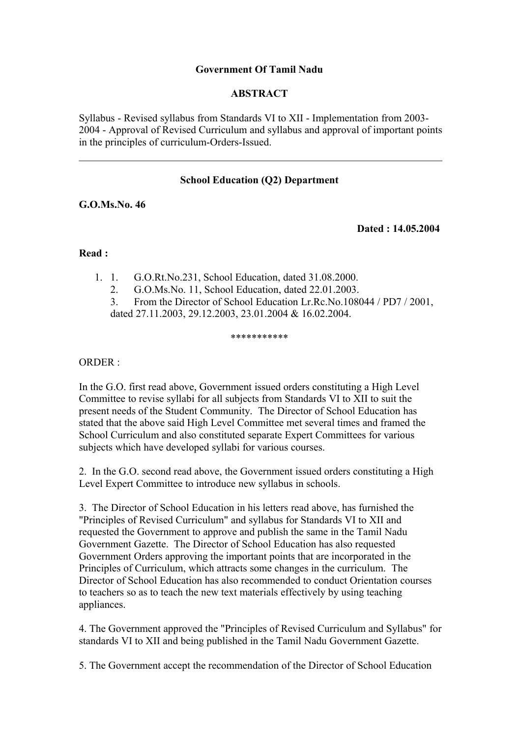**Government Of Tamil Nadu**

**ABSTRACT**

Syllabus - Revised syllabus from Standards VI to XII - Implementation from 2003-2004 - Approval of Revised Curriculum and syllabus and approval of important points in the principles of curriculum-Orders-Issued.

---

**School Education (Q2) Department**

**G.O.Ms.No. 46**

**Dated : 14.05.2004**

**Read :**

1. 1. G.O.Rt.No.231, School Education, dated 31.08.2000.
   2. G.O.Ms.No. 11, School Education, dated 22.01.2003.
   3. From the Director of School Education Lr.Rc.No.108044 / PD7 / 2001, dated 27.11.2003, 29.12.2003, 23.01.2004 & 16.02.2004.

***********

ORDER :

In the G.O. first read above, Government issued orders constituting a High Level Committee to revise syllabi for all subjects from Standards VI to XII to suit the present needs of the Student Community. The Director of School Education has stated that the above said High Level Committee met several times and framed the School Curriculum and also constituted separate Expert Committees for various subjects which have developed syllabi for various courses.

2. In the G.O. second read above, the Government issued orders constituting a High Level Expert Committee to introduce new syllabus in schools.

3. The Director of School Education in his letters read above, has furnished the "Principles of Revised Curriculum" and syllabus for Standards VI to XII and requested the Government to approve and publish the same in the Tamil Nadu Government Gazette. The Director of School Education has also requested Government Orders approving the important points that are incorporated in the Principles of Curriculum, which attracts some changes in the curriculum. The Director of School Education has also recommended to conduct Orientation courses to teachers so as to teach the new text materials effectively by using teaching appliances.

4. The Government approved the "Principles of Revised Curriculum and Syllabus" for standards VI to XII and being published in the Tamil Nadu Government Gazette.

5. The Government accept the recommendation of the Director of School Education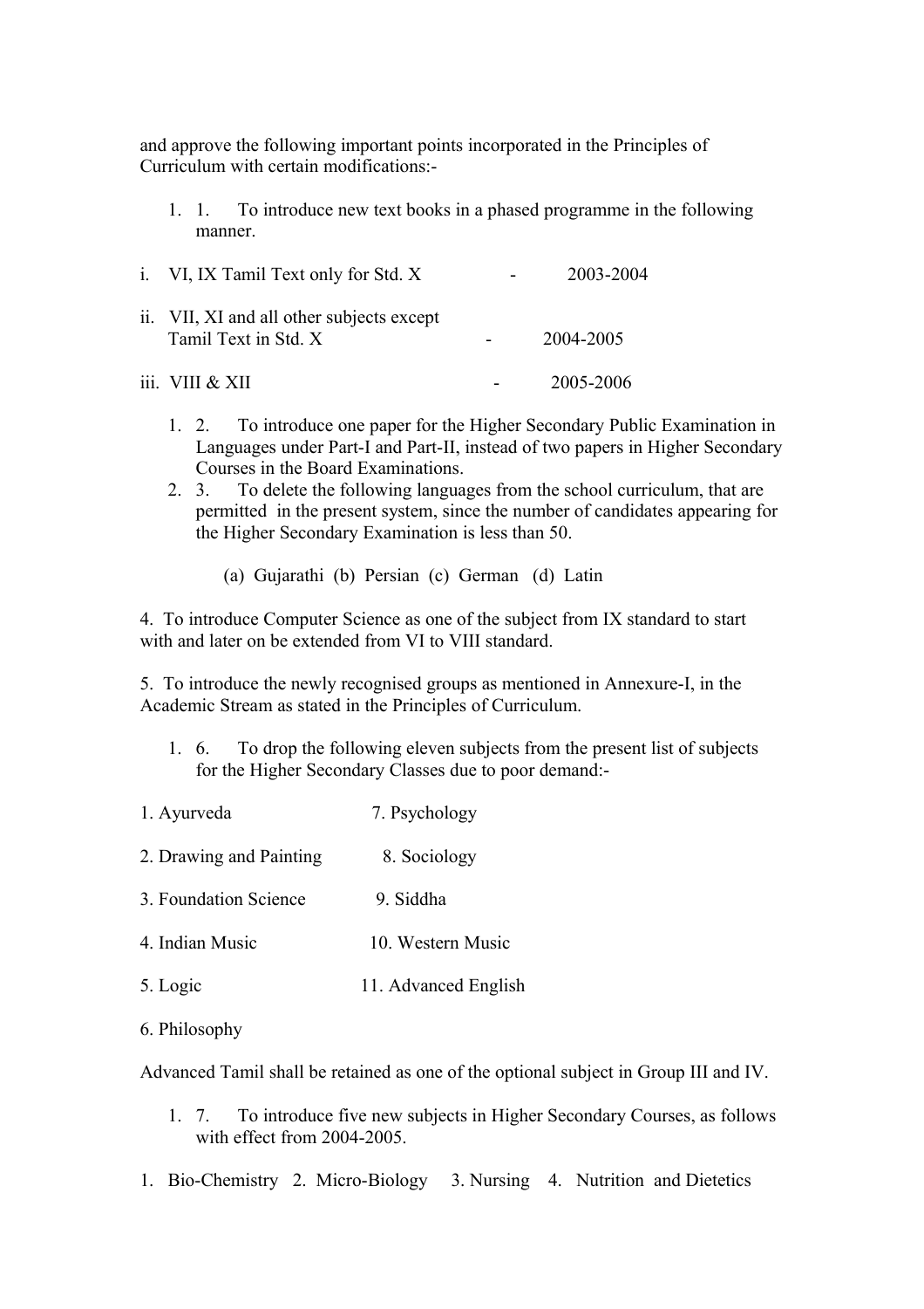and approve the following important points incorporated in the Principles of Curriculum with certain modifications:-

1. 1. To introduce new text books in a phased programme in the following manner.

| | | |
|---|---|---|
| i. VI, IX Tamil Text only for Std. X | - | 2003-2004 |
| ii. VII, XI and all other subjects except Tamil Text in Std. X | - | 2004-2005 |
| iii. VIII & XII | - | 2005-2006 |

1. 2. To introduce one paper for the Higher Secondary Public Examination in Languages under Part-I and Part-II, instead of two papers in Higher Secondary Courses in the Board Examinations.
2. 3. To delete the following languages from the school curriculum, that are permitted in the present system, since the number of candidates appearing for the Higher Secondary Examination is less than 50.

   (a) Gujarathi (b) Persian (c) German (d) Latin

4. To introduce Computer Science as one of the subject from IX standard to start with and later on be extended from VI to VIII standard.

5. To introduce the newly recognised groups as mentioned in Annexure-I, in the Academic Stream as stated in the Principles of Curriculum.

1. 6. To drop the following eleven subjects from the present list of subjects for the Higher Secondary Classes due to poor demand:-

| | |
|---|---|
| 1. Ayurveda | 7. Psychology |
| 2. Drawing and Painting | 8. Sociology |
| 3. Foundation Science | 9. Siddha |
| 4. Indian Music | 10. Western Music |
| 5. Logic | 11. Advanced English |
| 6. Philosophy | |

Advanced Tamil shall be retained as one of the optional subject in Group III and IV.

1. 7. To introduce five new subjects in Higher Secondary Courses, as follows with effect from 2004-2005.

1. Bio-Chemistry 2. Micro-Biology 3. Nursing 4. Nutrition and Dietetics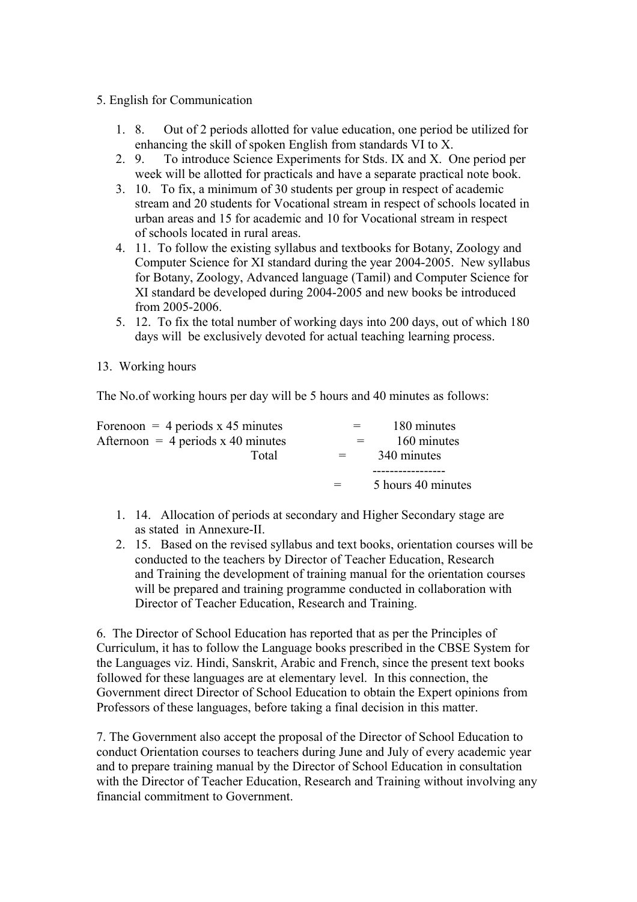5. English for Communication

1. 8. Out of 2 periods allotted for value education, one period be utilized for enhancing the skill of spoken English from standards VI to X.
2. 9. To introduce Science Experiments for Stds. IX and X. One period per week will be allotted for practicals and have a separate practical note book.
3. 10. To fix, a minimum of 30 students per group in respect of academic stream and 20 students for Vocational stream in respect of schools located in urban areas and 15 for academic and 10 for Vocational stream in respect of schools located in rural areas.
4. 11. To follow the existing syllabus and textbooks for Botany, Zoology and Computer Science for XI standard during the year 2004-2005. New syllabus for Botany, Zoology, Advanced language (Tamil) and Computer Science for XI standard be developed during 2004-2005 and new books be introduced from 2005-2006.
5. 12. To fix the total number of working days into 200 days, out of which 180 days will be exclusively devoted for actual teaching learning process.

13. Working hours

The No.of working hours per day will be 5 hours and 40 minutes as follows:

| | | |
|---|---|---|
| Forenoon = 4 periods x 45 minutes | = | 180 minutes |
| Afternoon = 4 periods x 40 minutes | = | 160 minutes |
| Total | = | 340 minutes |
| | = | 5 hours 40 minutes |

1. 14. Allocation of periods at secondary and Higher Secondary stage are as stated in Annexure-II.
2. 15. Based on the revised syllabus and text books, orientation courses will be conducted to the teachers by Director of Teacher Education, Research and Training the development of training manual for the orientation courses will be prepared and training programme conducted in collaboration with Director of Teacher Education, Research and Training.

6. The Director of School Education has reported that as per the Principles of Curriculum, it has to follow the Language books prescribed in the CBSE System for the Languages viz. Hindi, Sanskrit, Arabic and French, since the present text books followed for these languages are at elementary level. In this connection, the Government direct Director of School Education to obtain the Expert opinions from Professors of these languages, before taking a final decision in this matter.

7. The Government also accept the proposal of the Director of School Education to conduct Orientation courses to teachers during June and July of every academic year and to prepare training manual by the Director of School Education in consultation with the Director of Teacher Education, Research and Training without involving any financial commitment to Government.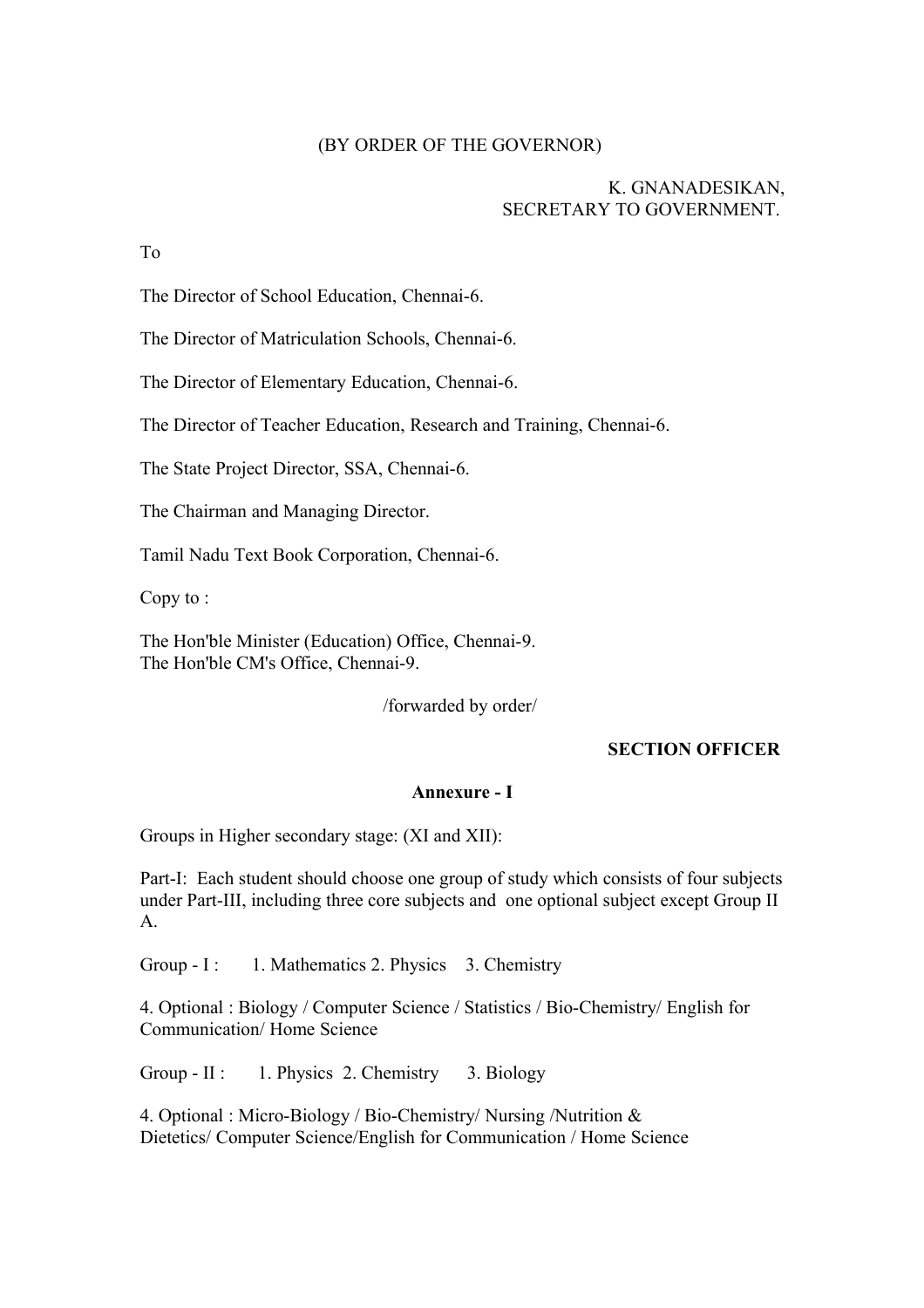(BY ORDER OF THE GOVERNOR)

K. GNANADESIKAN,
SECRETARY TO GOVERNMENT.

To

The Director of School Education, Chennai-6.

The Director of Matriculation Schools, Chennai-6.

The Director of Elementary Education, Chennai-6.

The Director of Teacher Education, Research and Training, Chennai-6.

The State Project Director, SSA, Chennai-6.

The Chairman and Managing Director.

Tamil Nadu Text Book Corporation, Chennai-6.

Copy to :

The Hon'ble Minister (Education) Office, Chennai-9.
The Hon'ble CM's Office, Chennai-9.

/forwarded by order/

**SECTION OFFICER**

**Annexure - I**

Groups in Higher secondary stage: (XI and XII):

Part-I: Each student should choose one group of study which consists of four subjects under Part-III, including three core subjects and one optional subject except Group II A.

Group - I : 1. Mathematics 2. Physics 3. Chemistry

4. Optional : Biology / Computer Science / Statistics / Bio-Chemistry/ English for Communication/ Home Science

Group - II : 1. Physics 2. Chemistry 3. Biology

4. Optional : Micro-Biology / Bio-Chemistry/ Nursing /Nutrition & Dietetics/ Computer Science/English for Communication / Home Science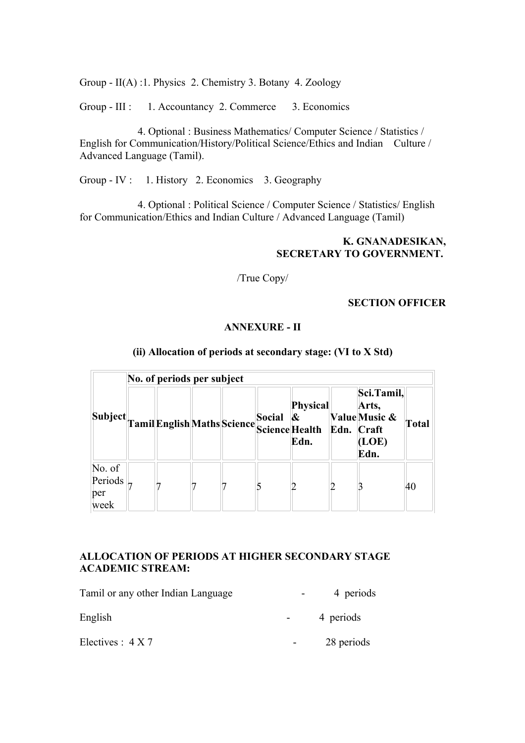Group - II(A) :1. Physics 2. Chemistry 3. Botany 4. Zoology

Group - III : 1. Accountancy 2. Commerce 3. Economics

4. Optional : Business Mathematics/ Computer Science / Statistics / English for Communication/History/Political Science/Ethics and Indian Culture / Advanced Language (Tamil).

Group - IV : 1. History 2. Economics 3. Geography

4. Optional : Political Science / Computer Science / Statistics/ English for Communication/Ethics and Indian Culture / Advanced Language (Tamil)

**K. GNANADESIKAN,**
**SECRETARY TO GOVERNMENT.**

/True Copy/

**SECTION OFFICER**

**ANNEXURE - II**

**(ii) Allocation of periods at secondary stage: (VI to X Std)**

| Subject | No. of periods per subject | | | | | | | | |
|---|---|---|---|---|---|---|---|---|---|
| | Tamil | English | Maths | Science | Social Science | Physical & Health Edn. | Value Edn. | Sci.Tamil, Arts, Music & Craft (LOE) Edn. | Total |
| No. of Periods per week | 7 | 7 | 7 | 7 | 5 | 2 | 2 | 3 | 40 |

**ALLOCATION OF PERIODS AT HIGHER SECONDARY STAGE ACADEMIC STREAM:**

Tamil or any other Indian Language - 4 periods

English - 4 periods

Electives : 4 X 7 - 28 periods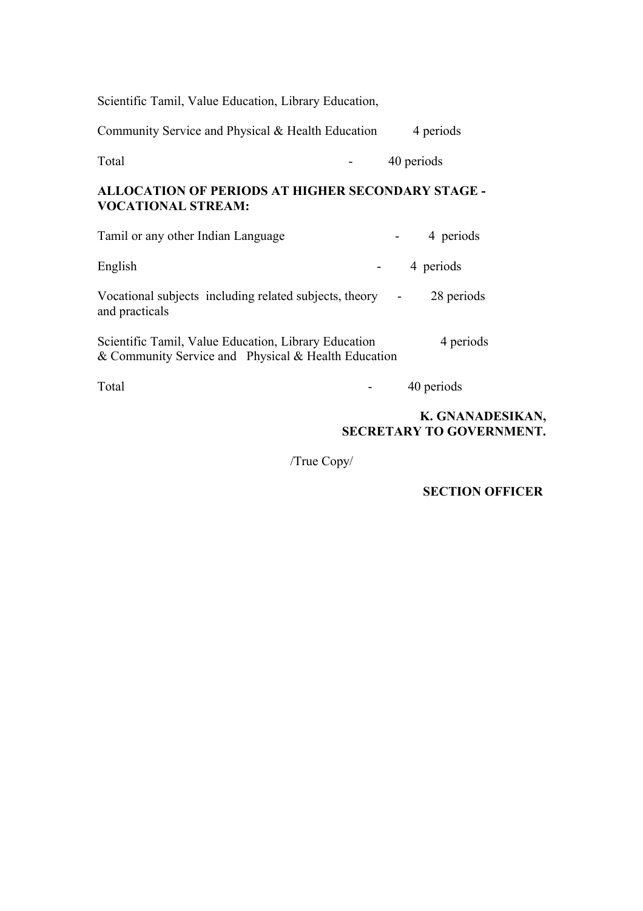Scientific Tamil, Value Education, Library Education,

Community Service and Physical & Health Education 4 periods

Total - 40 periods

**ALLOCATION OF PERIODS AT HIGHER SECONDARY STAGE - VOCATIONAL STREAM:**

Tamil or any other Indian Language - 4 periods

English - 4 periods

Vocational subjects including related subjects, theory and practicals - 28 periods

Scientific Tamil, Value Education, Library Education & Community Service and Physical & Health Education 4 periods

Total - 40 periods

**K. GNANADESIKAN,**
**SECRETARY TO GOVERNMENT.**

/True Copy/

**SECTION OFFICER**